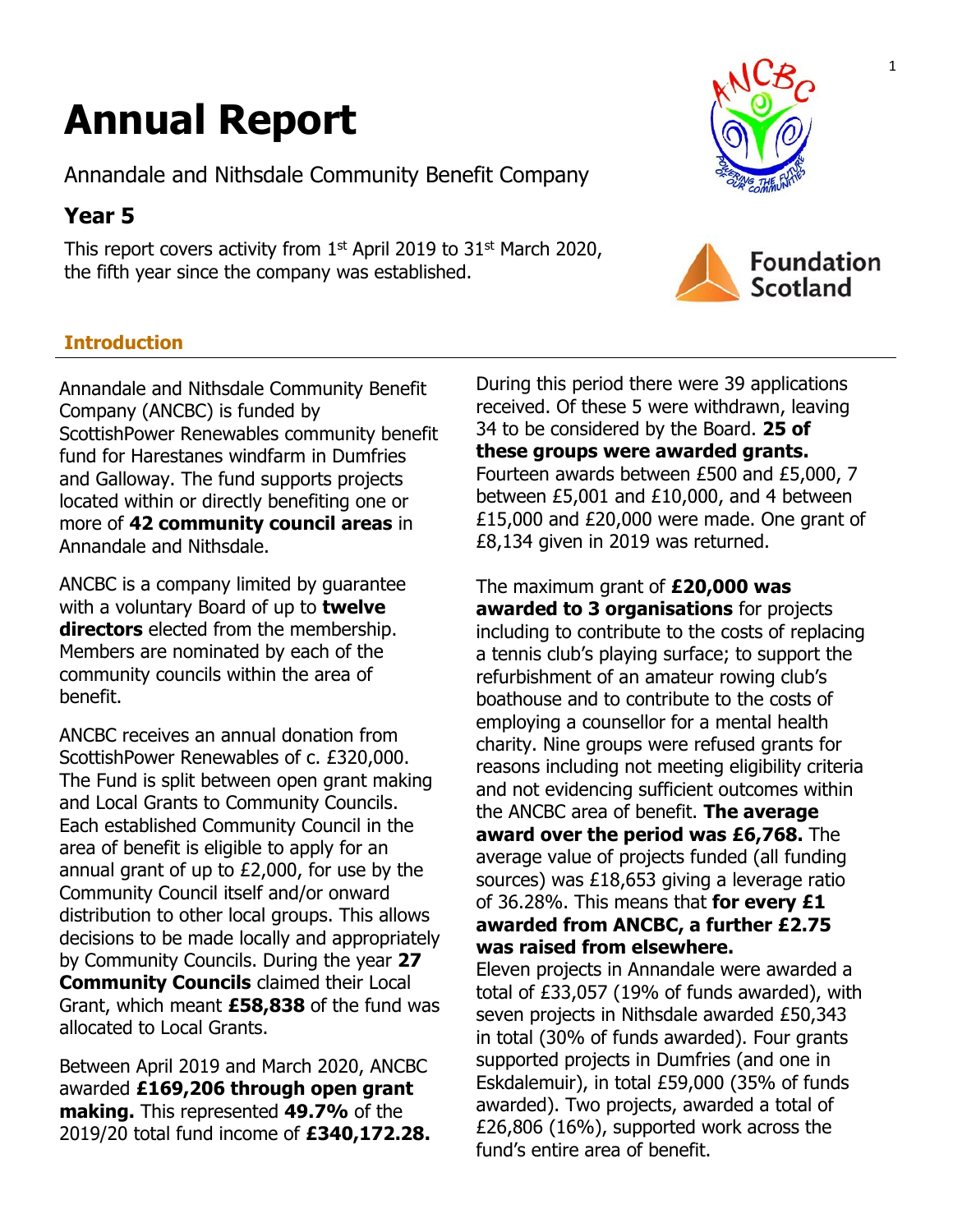# Annual Report

Annandale and Nithsdale Community Benefit Company

## Year 5

This report covers activity from 1st April 2019 to 31st March 2020, the fifth year since the company was established.

### Introduction

Annandale and Nithsdale Community Benefit Company (ANCBC) is funded by ScottishPower Renewables community benefit fund for Harestanes windfarm in Dumfries and Galloway. The fund supports projects located within or directly benefiting one or more of **42 community council areas** in Annandale and Nithsdale.

ANCBC is a company limited by guarantee with a voluntary Board of up to **twelve directors** elected from the membership. Members are nominated by each of the community councils within the area of benefit.

ANCBC receives an annual donation from ScottishPower Renewables of c. £320,000. The Fund is split between open grant making and Local Grants to Community Councils. Each established Community Council in the area of benefit is eligible to apply for an annual grant of up to £2,000, for use by the Community Council itself and/or onward distribution to other local groups. This allows decisions to be made locally and appropriately by Community Councils. During the year **27 Community Councils** claimed their Local Grant, which meant **£58,838** of the fund was allocated to Local Grants.

Between April 2019 and March 2020, ANCBC awarded **£169,206 through open grant making.** This represented **49.7%** of the 2019/20 total fund income of **£340,172.28.**

During this period there were 39 applications received. Of these 5 were withdrawn, leaving 34 to be considered by the Board. **25 of these groups were awarded grants.** Fourteen awards between £500 and £5,000, 7 between £5,001 and £10,000, and 4 between £15,000 and £20,000 were made. One grant of £8,134 given in 2019 was returned.

The maximum grant of **£20,000 was awarded to 3 organisations** for projects including to contribute to the costs of replacing a tennis club's playing surface; to support the refurbishment of an amateur rowing club's boathouse and to contribute to the costs of employing a counsellor for a mental health charity. Nine groups were refused grants for reasons including not meeting eligibility criteria and not evidencing sufficient outcomes within the ANCBC area of benefit. **The average award over the period was £6,768.** The average value of projects funded (all funding sources) was £18,653 giving a leverage ratio of 36.28%. This means that **for every £1 awarded from ANCBC, a further £2.75 was raised from elsewhere.**

Eleven projects in Annandale were awarded a total of £33,057 (19% of funds awarded), with seven projects in Nithsdale awarded £50,343 in total (30% of funds awarded). Four grants supported projects in Dumfries (and one in Eskdalemuir), in total £59,000 (35% of funds awarded). Two projects, awarded a total of £26,806 (16%), supported work across the fund's entire area of benefit.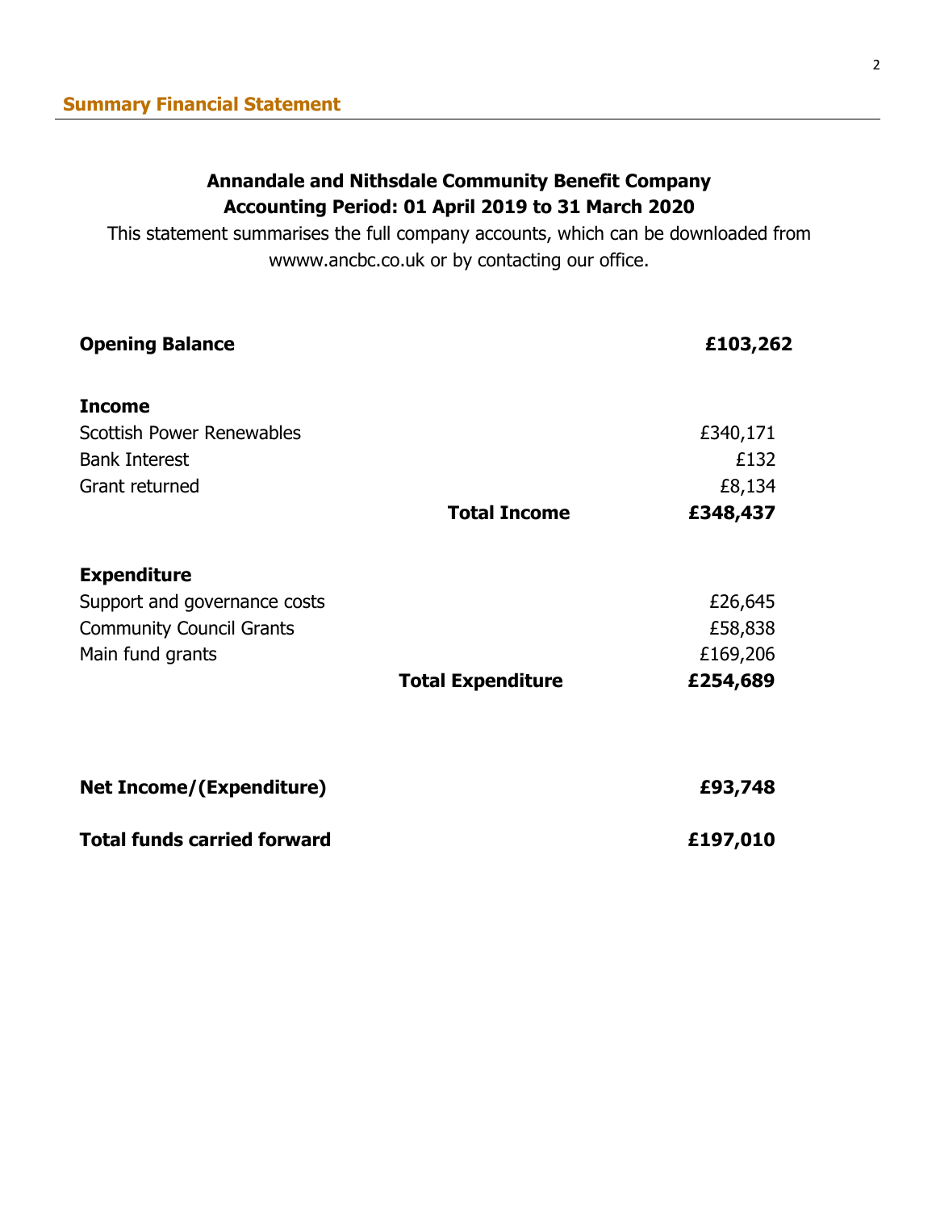## Summary Financial Statement

### Annandale and Nithsdale Community Benefit Company
### Accounting Period: 01 April 2019 to 31 March 2020

This statement summarises the full company accounts, which can be downloaded from wwww.ancbc.co.uk or by contacting our office.

| | | |
|---|---|---|
| **Opening Balance** | | **£103,262** |
| **Income** | | |
| Scottish Power Renewables | | £340,171 |
| Bank Interest | | £132 |
| Grant returned | | £8,134 |
| | **Total Income** | **£348,437** |
| **Expenditure** | | |
| Support and governance costs | | £26,645 |
| Community Council Grants | | £58,838 |
| Main fund grants | | £169,206 |
| | **Total Expenditure** | **£254,689** |
| **Net Income/(Expenditure)** | | **£93,748** |
| **Total funds carried forward** | | **£197,010** |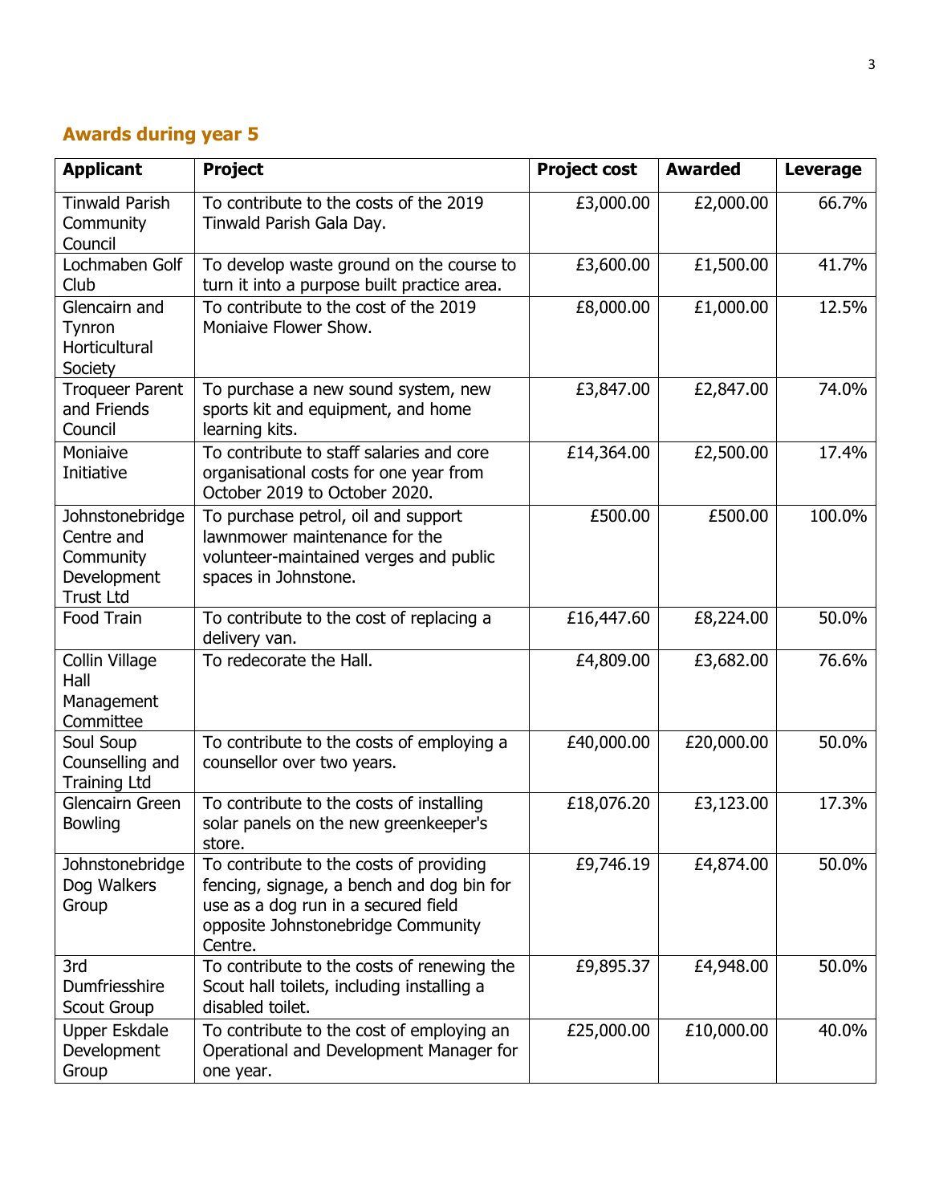## Awards during year 5

| Applicant | Project | Project cost | Awarded | Leverage |
|---|---|---|---|---|
| Tinwald Parish Community Council | To contribute to the costs of the 2019 Tinwald Parish Gala Day. | £3,000.00 | £2,000.00 | 66.7% |
| Lochmaben Golf Club | To develop waste ground on the course to turn it into a purpose built practice area. | £3,600.00 | £1,500.00 | 41.7% |
| Glencairn and Tynron Horticultural Society | To contribute to the cost of the 2019 Moniaive Flower Show. | £8,000.00 | £1,000.00 | 12.5% |
| Troqueer Parent and Friends Council | To purchase a new sound system, new sports kit and equipment, and home learning kits. | £3,847.00 | £2,847.00 | 74.0% |
| Moniaive Initiative | To contribute to staff salaries and core organisational costs for one year from October 2019 to October 2020. | £14,364.00 | £2,500.00 | 17.4% |
| Johnstonebridge Centre and Community Development Trust Ltd | To purchase petrol, oil and support lawnmower maintenance for the volunteer-maintained verges and public spaces in Johnstone. | £500.00 | £500.00 | 100.0% |
| Food Train | To contribute to the cost of replacing a delivery van. | £16,447.60 | £8,224.00 | 50.0% |
| Collin Village Hall Management Committee | To redecorate the Hall. | £4,809.00 | £3,682.00 | 76.6% |
| Soul Soup Counselling and Training Ltd | To contribute to the costs of employing a counsellor over two years. | £40,000.00 | £20,000.00 | 50.0% |
| Glencairn Green Bowling | To contribute to the costs of installing solar panels on the new greenkeeper's store. | £18,076.20 | £3,123.00 | 17.3% |
| Johnstonebridge Dog Walkers Group | To contribute to the costs of providing fencing, signage, a bench and dog bin for use as a dog run in a secured field opposite Johnstonebridge Community Centre. | £9,746.19 | £4,874.00 | 50.0% |
| 3rd Dumfriesshire Scout Group | To contribute to the costs of renewing the Scout hall toilets, including installing a disabled toilet. | £9,895.37 | £4,948.00 | 50.0% |
| Upper Eskdale Development Group | To contribute to the cost of employing an Operational and Development Manager for one year. | £25,000.00 | £10,000.00 | 40.0% |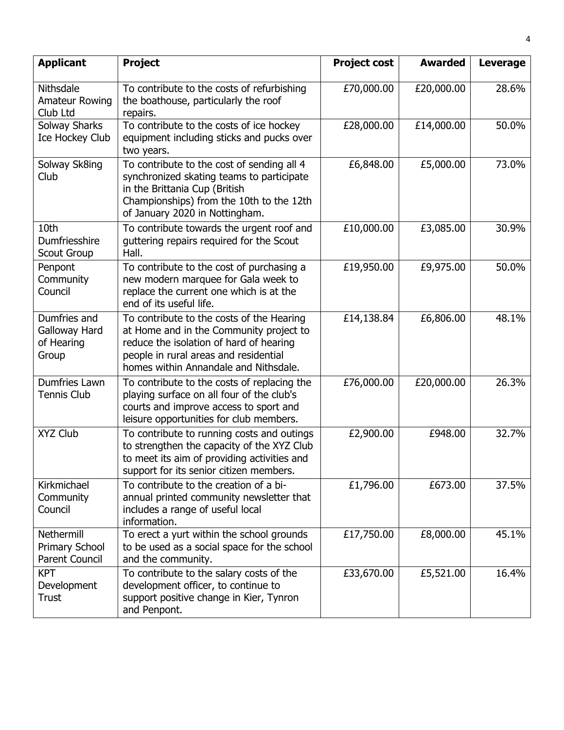| Applicant | Project | Project cost | Awarded | Leverage |
|---|---|---|---|---|
| Nithsdale Amateur Rowing Club Ltd | To contribute to the costs of refurbishing the boathouse, particularly the roof repairs. | £70,000.00 | £20,000.00 | 28.6% |
| Solway Sharks Ice Hockey Club | To contribute to the costs of ice hockey equipment including sticks and pucks over two years. | £28,000.00 | £14,000.00 | 50.0% |
| Solway Sk8ing Club | To contribute to the cost of sending all 4 synchronized skating teams to participate in the Brittania Cup (British Championships) from the 10th to the 12th of January 2020 in Nottingham. | £6,848.00 | £5,000.00 | 73.0% |
| 10th Dumfriesshire Scout Group | To contribute towards the urgent roof and guttering repairs required for the Scout Hall. | £10,000.00 | £3,085.00 | 30.9% |
| Penpont Community Council | To contribute to the cost of purchasing a new modern marquee for Gala week to replace the current one which is at the end of its useful life. | £19,950.00 | £9,975.00 | 50.0% |
| Dumfries and Galloway Hard of Hearing Group | To contribute to the costs of the Hearing at Home and in the Community project to reduce the isolation of hard of hearing people in rural areas and residential homes within Annandale and Nithsdale. | £14,138.84 | £6,806.00 | 48.1% |
| Dumfries Lawn Tennis Club | To contribute to the costs of replacing the playing surface on all four of the club's courts and improve access to sport and leisure opportunities for club members. | £76,000.00 | £20,000.00 | 26.3% |
| XYZ Club | To contribute to running costs and outings to strengthen the capacity of the XYZ Club to meet its aim of providing activities and support for its senior citizen members. | £2,900.00 | £948.00 | 32.7% |
| Kirkmichael Community Council | To contribute to the creation of a bi-annual printed community newsletter that includes a range of useful local information. | £1,796.00 | £673.00 | 37.5% |
| Nethermill Primary School Parent Council | To erect a yurt within the school grounds to be used as a social space for the school and the community. | £17,750.00 | £8,000.00 | 45.1% |
| KPT Development Trust | To contribute to the salary costs of the development officer, to continue to support positive change in Kier, Tynron and Penpont. | £33,670.00 | £5,521.00 | 16.4% |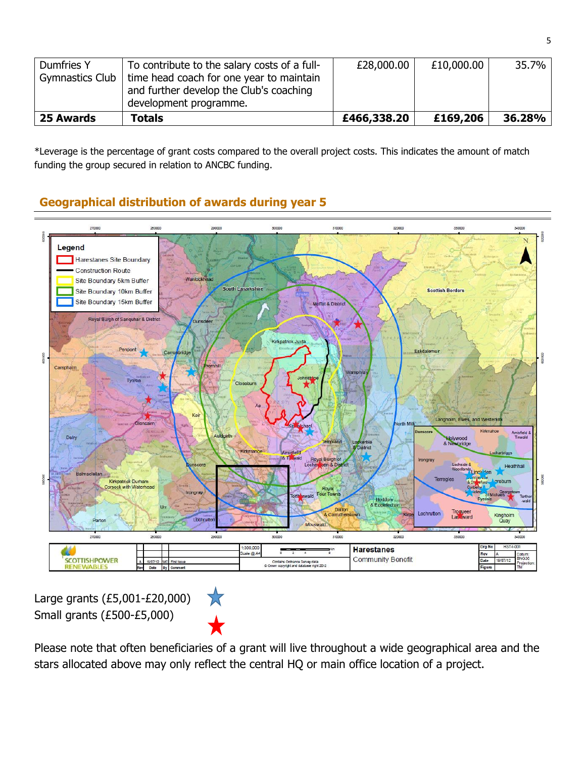| | | | | |
|---|---|---|---|---|
| Dumfries Y Gymnastics Club | To contribute to the salary costs of a full-time head coach for one year to maintain and further develop the Club's coaching development programme. | £28,000.00 | £10,000.00 | 35.7% |
| **25 Awards** | **Totals** | **£466,338.20** | **£169,206** | **36.28%** |

*Leverage is the percentage of grant costs compared to the overall project costs. This indicates the amount of match funding the group secured in relation to ANCBC funding.

## Geographical distribution of awards during year 5

Legend
Harestanes Site Boundary
Construction Route
Site Boundary 5km Buffer
Site Boundary 10km Buffer
Site Boundary 15km Buffer

SCOTTISHPOWER RENEWABLES
Harestanes
Community Benefit
Contains Ordnance Survey data © Crown copyright and database right 2012

Large grants (£5,001-£20,000)
Small grants (£500-£5,000)

Please note that often beneficiaries of a grant will live throughout a wide geographical area and the stars allocated above may only reflect the central HQ or main office location of a project.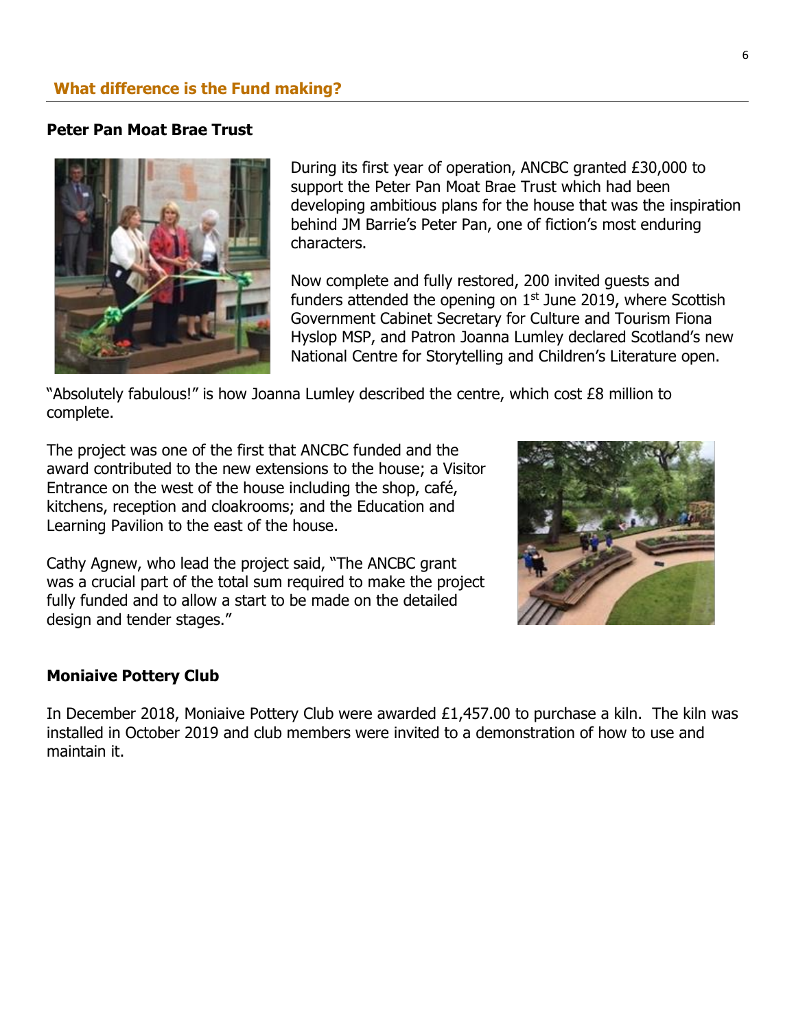## What difference is the Fund making?

### Peter Pan Moat Brae Trust

During its first year of operation, ANCBC granted £30,000 to support the Peter Pan Moat Brae Trust which had been developing ambitious plans for the house that was the inspiration behind JM Barrie's Peter Pan, one of fiction's most enduring characters.

Now complete and fully restored, 200 invited guests and funders attended the opening on 1st June 2019, where Scottish Government Cabinet Secretary for Culture and Tourism Fiona Hyslop MSP, and Patron Joanna Lumley declared Scotland's new National Centre for Storytelling and Children's Literature open.

"Absolutely fabulous!" is how Joanna Lumley described the centre, which cost £8 million to complete.

The project was one of the first that ANCBC funded and the award contributed to the new extensions to the house; a Visitor Entrance on the west of the house including the shop, café, kitchens, reception and cloakrooms; and the Education and Learning Pavilion to the east of the house.

Cathy Agnew, who lead the project said, "The ANCBC grant was a crucial part of the total sum required to make the project fully funded and to allow a start to be made on the detailed design and tender stages."

### Moniaive Pottery Club

In December 2018, Moniaive Pottery Club were awarded £1,457.00 to purchase a kiln. The kiln was installed in October 2019 and club members were invited to a demonstration of how to use and maintain it.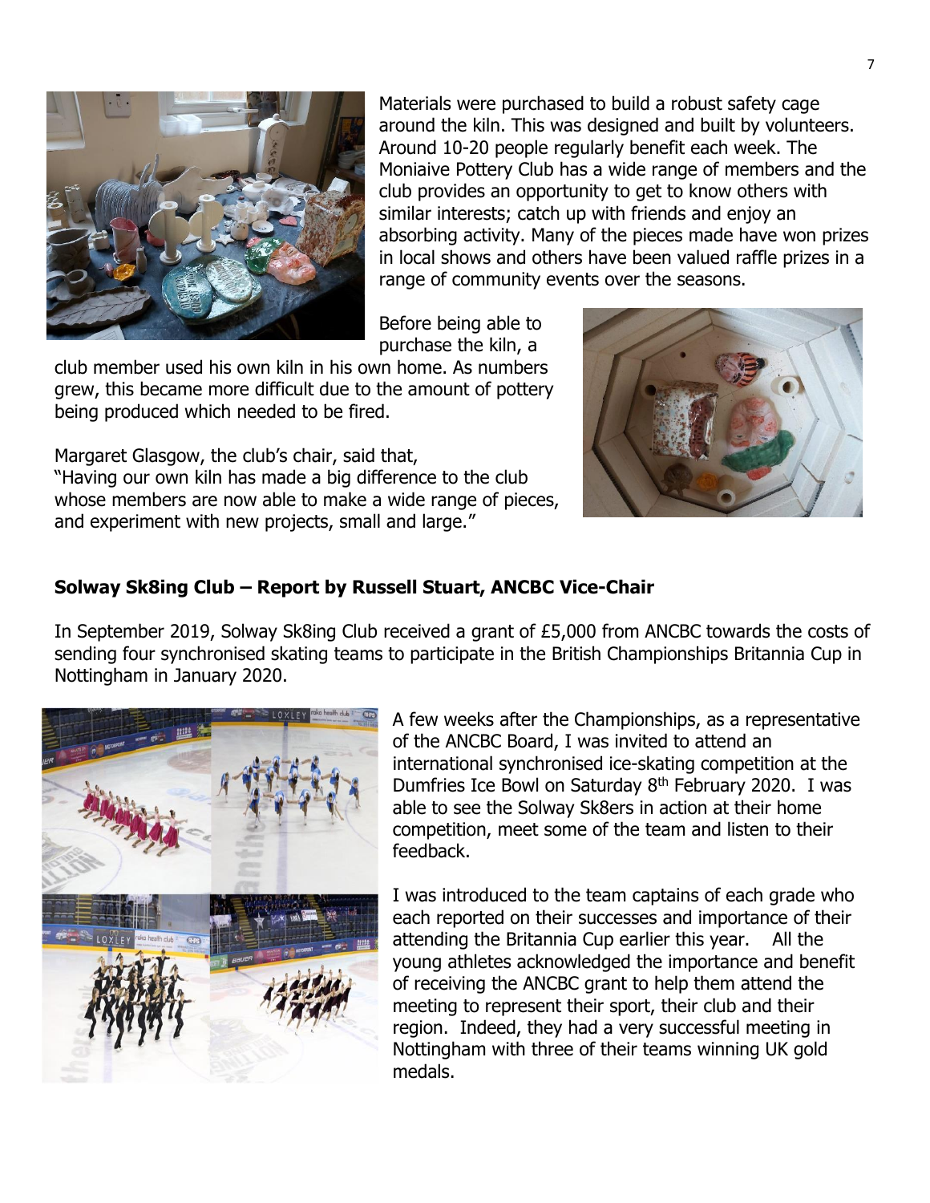Materials were purchased to build a robust safety cage around the kiln. This was designed and built by volunteers. Around 10-20 people regularly benefit each week. The Moniaive Pottery Club has a wide range of members and the club provides an opportunity to get to know others with similar interests; catch up with friends and enjoy an absorbing activity. Many of the pieces made have won prizes in local shows and others have been valued raffle prizes in a range of community events over the seasons.

Before being able to purchase the kiln, a club member used his own kiln in his own home. As numbers grew, this became more difficult due to the amount of pottery being produced which needed to be fired.

Margaret Glasgow, the club's chair, said that,
"Having our own kiln has made a big difference to the club whose members are now able to make a wide range of pieces, and experiment with new projects, small and large."

**Solway Sk8ing Club – Report by Russell Stuart, ANCBC Vice-Chair**

In September 2019, Solway Sk8ing Club received a grant of £5,000 from ANCBC towards the costs of sending four synchronised skating teams to participate in the British Championships Britannia Cup in Nottingham in January 2020.

A few weeks after the Championships, as a representative of the ANCBC Board, I was invited to attend an international synchronised ice-skating competition at the Dumfries Ice Bowl on Saturday 8th February 2020. I was able to see the Solway Sk8ers in action at their home competition, meet some of the team and listen to their feedback.

I was introduced to the team captains of each grade who each reported on their successes and importance of their attending the Britannia Cup earlier this year. All the young athletes acknowledged the importance and benefit of receiving the ANCBC grant to help them attend the meeting to represent their sport, their club and their region. Indeed, they had a very successful meeting in Nottingham with three of their teams winning UK gold medals.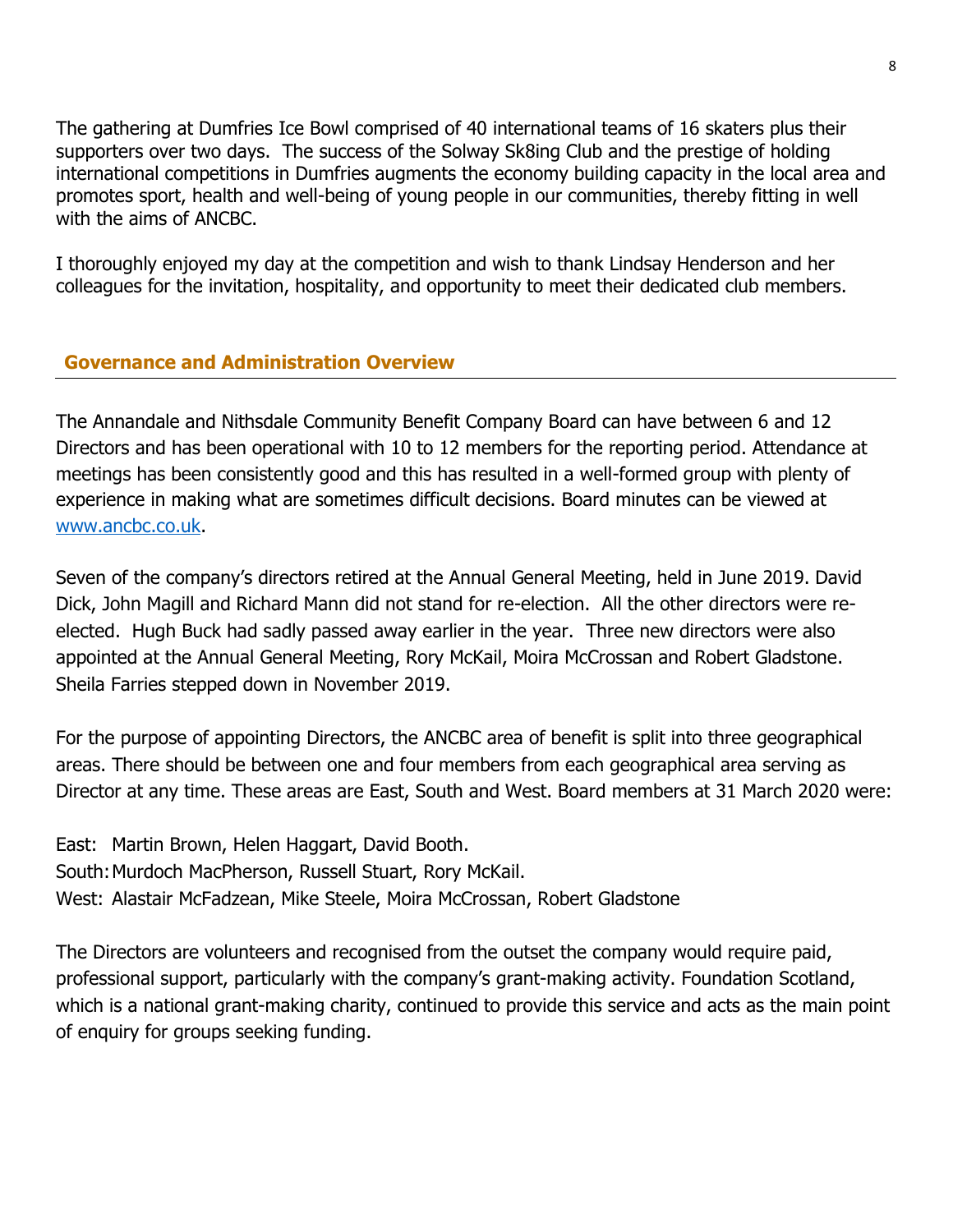The gathering at Dumfries Ice Bowl comprised of 40 international teams of 16 skaters plus their supporters over two days. The success of the Solway Sk8ing Club and the prestige of holding international competitions in Dumfries augments the economy building capacity in the local area and promotes sport, health and well-being of young people in our communities, thereby fitting in well with the aims of ANCBC.

I thoroughly enjoyed my day at the competition and wish to thank Lindsay Henderson and her colleagues for the invitation, hospitality, and opportunity to meet their dedicated club members.

## Governance and Administration Overview

The Annandale and Nithsdale Community Benefit Company Board can have between 6 and 12 Directors and has been operational with 10 to 12 members for the reporting period. Attendance at meetings has been consistently good and this has resulted in a well-formed group with plenty of experience in making what are sometimes difficult decisions. Board minutes can be viewed at www.ancbc.co.uk.

Seven of the company's directors retired at the Annual General Meeting, held in June 2019. David Dick, John Magill and Richard Mann did not stand for re-election. All the other directors were re-elected. Hugh Buck had sadly passed away earlier in the year. Three new directors were also appointed at the Annual General Meeting, Rory McKail, Moira McCrossan and Robert Gladstone. Sheila Farries stepped down in November 2019.

For the purpose of appointing Directors, the ANCBC area of benefit is split into three geographical areas. There should be between one and four members from each geographical area serving as Director at any time. These areas are East, South and West. Board members at 31 March 2020 were:

East: Martin Brown, Helen Haggart, David Booth.
South: Murdoch MacPherson, Russell Stuart, Rory McKail.
West: Alastair McFadzean, Mike Steele, Moira McCrossan, Robert Gladstone

The Directors are volunteers and recognised from the outset the company would require paid, professional support, particularly with the company's grant-making activity. Foundation Scotland, which is a national grant-making charity, continued to provide this service and acts as the main point of enquiry for groups seeking funding.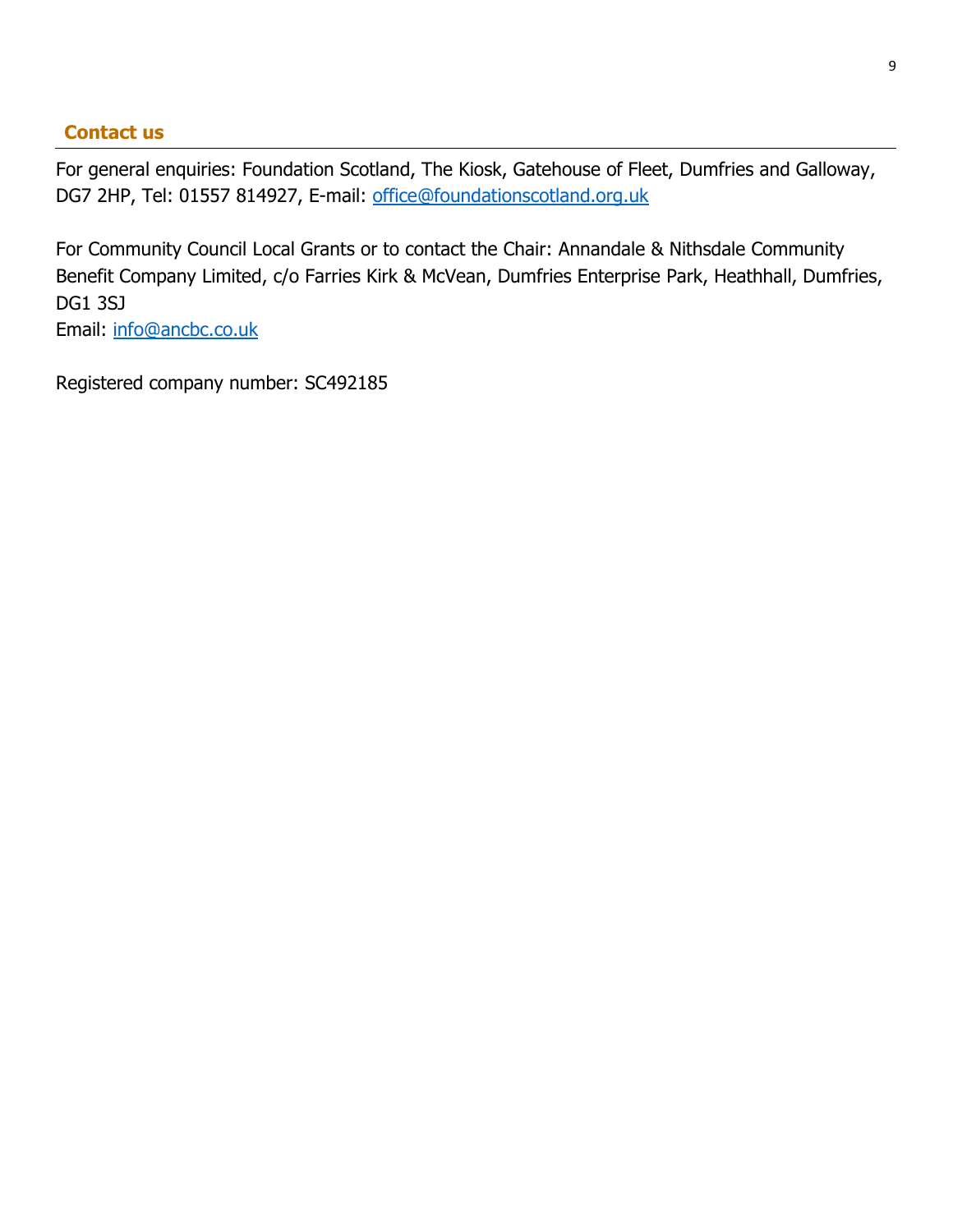## Contact us

For general enquiries: Foundation Scotland, The Kiosk, Gatehouse of Fleet, Dumfries and Galloway, DG7 2HP, Tel: 01557 814927, E-mail: office@foundationscotland.org.uk

For Community Council Local Grants or to contact the Chair: Annandale & Nithsdale Community Benefit Company Limited, c/o Farries Kirk & McVean, Dumfries Enterprise Park, Heathhall, Dumfries, DG1 3SJ
Email: info@ancbc.co.uk

Registered company number: SC492185